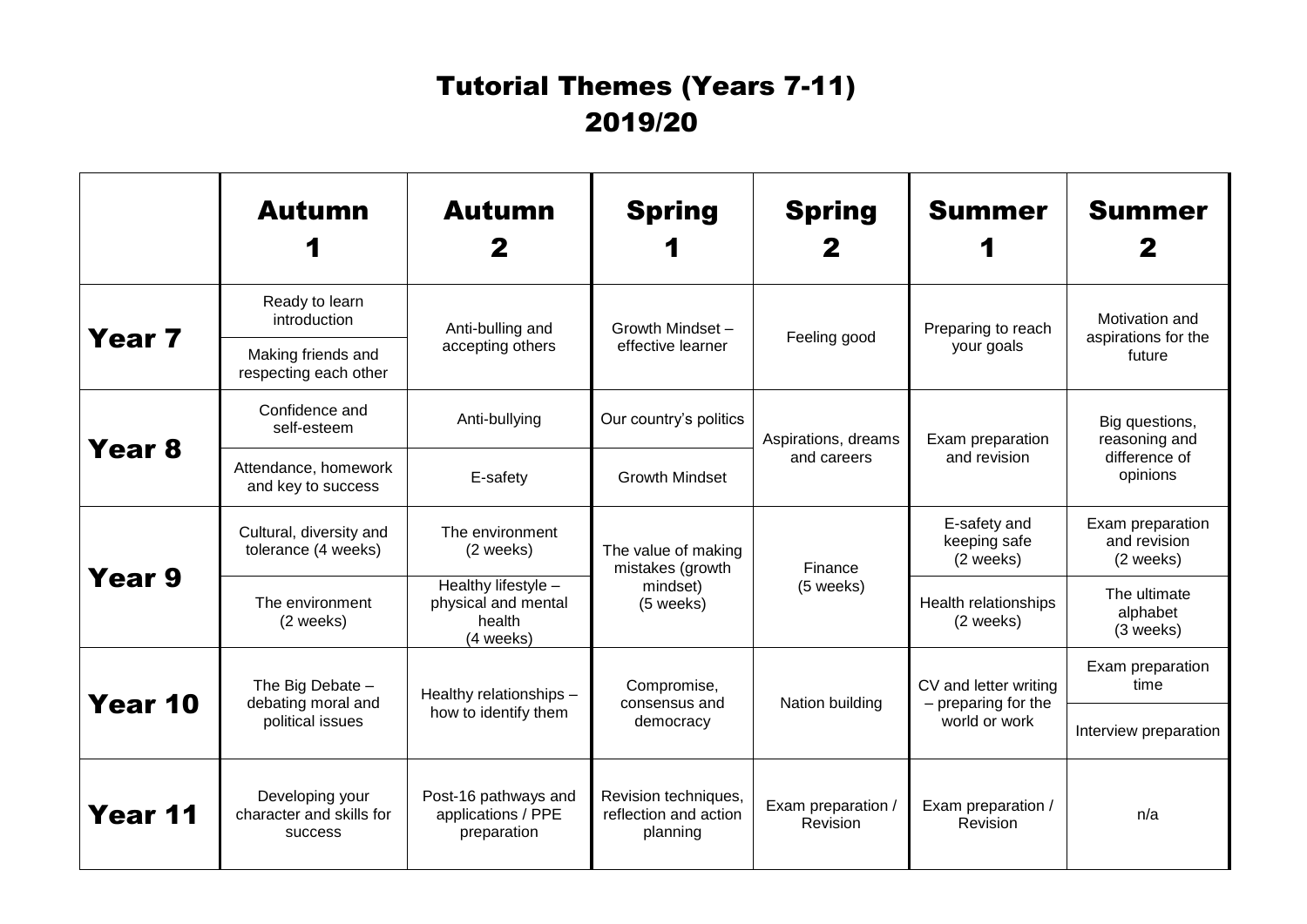# Tutorial Themes (Years 7-11)
# 2019/20

| | Autumn 1 | Autumn 2 | Spring 1 | Spring 2 | Summer 1 | Summer 2 |
|---|---|---|---|---|---|---|
| **Year 7** | Ready to learn introduction | Anti-bulling and accepting others | Growth Mindset – effective learner | Feeling good | Preparing to reach your goals | Motivation and aspirations for the future |
| | Making friends and respecting each other | | | | | |
| **Year 8** | Confidence and self-esteem | Anti-bullying | Our country's politics | Aspirations, dreams and careers | Exam preparation and revision | Big questions, reasoning and difference of opinions |
| | Attendance, homework and key to success | E-safety | Growth Mindset | | | |
| **Year 9** | Cultural, diversity and tolerance (4 weeks) | The environment (2 weeks) | The value of making mistakes (growth mindset) (5 weeks) | Finance (5 weeks) | E-safety and keeping safe (2 weeks) | Exam preparation and revision (2 weeks) |
| | The environment (2 weeks) | Healthy lifestyle – physical and mental health (4 weeks) | | | Health relationships (2 weeks) | The ultimate alphabet (3 weeks) |
| **Year 10** | The Big Debate – debating moral and political issues | Healthy relationships – how to identify them | Compromise, consensus and democracy | Nation building | CV and letter writing – preparing for the world or work | Exam preparation time |
| | | | | | | Interview preparation |
| **Year 11** | Developing your character and skills for success | Post-16 pathways and applications / PPE preparation | Revision techniques, reflection and action planning | Exam preparation / Revision | Exam preparation / Revision | n/a |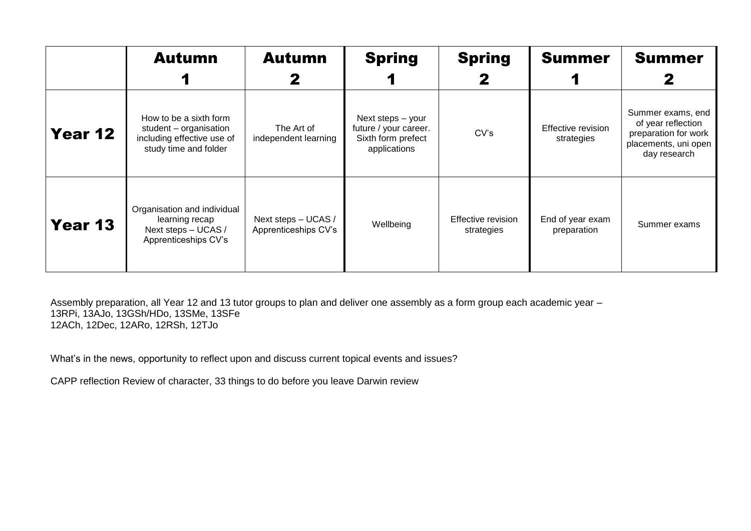| | Autumn 1 | Autumn 2 | Spring 1 | Spring 2 | Summer 1 | Summer 2 |
|---|---|---|---|---|---|---|
| **Year 12** | How to be a sixth form student – organisation including effective use of study time and folder | The Art of independent learning | Next steps – your future / your career. Sixth form prefect applications | CV's | Effective revision strategies | Summer exams, end of year reflection preparation for work placements, uni open day research |
| **Year 13** | Organisation and individual learning recap Next steps – UCAS / Apprenticeships CV's | Next steps – UCAS / Apprenticeships CV's | Wellbeing | Effective revision strategies | End of year exam preparation | Summer exams |

Assembly preparation, all Year 12 and 13 tutor groups to plan and deliver one assembly as a form group each academic year –
13RPi, 13AJo, 13GSh/HDo, 13SMe, 13SFe
12ACh, 12Dec, 12ARo, 12RSh, 12TJo

What's in the news, opportunity to reflect upon and discuss current topical events and issues?

CAPP reflection Review of character, 33 things to do before you leave Darwin review